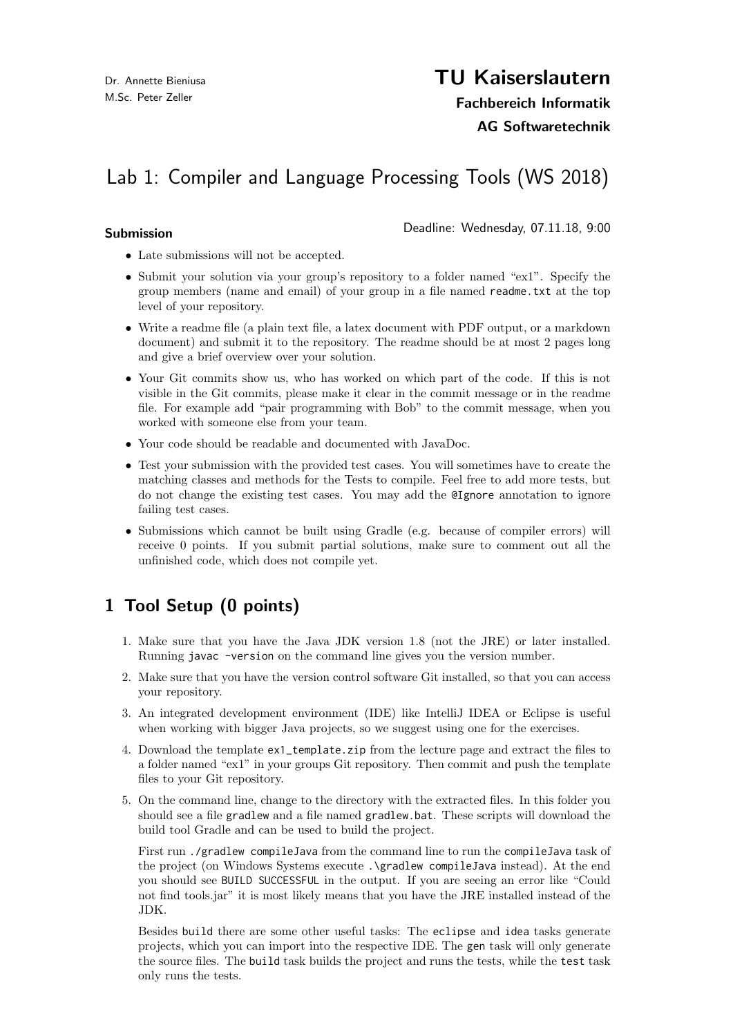Dr. Annette Bieniusa
M.Sc. Peter Zeller

**TU Kaiserslautern**
**Fachbereich Informatik**
**AG Softwaretechnik**

# Lab 1: Compiler and Language Processing Tools (WS 2018)

**Submission**

Deadline: Wednesday, 07.11.18, 9:00

- Late submissions will not be accepted.
- Submit your solution via your group's repository to a folder named "ex1". Specify the group members (name and email) of your group in a file named `readme.txt` at the top level of your repository.
- Write a readme file (a plain text file, a latex document with PDF output, or a markdown document) and submit it to the repository. The readme should be at most 2 pages long and give a brief overview over your solution.
- Your Git commits show us, who has worked on which part of the code. If this is not visible in the Git commits, please make it clear in the commit message or in the readme file. For example add "pair programming with Bob" to the commit message, when you worked with someone else from your team.
- Your code should be readable and documented with JavaDoc.
- Test your submission with the provided test cases. You will sometimes have to create the matching classes and methods for the Tests to compile. Feel free to add more tests, but do not change the existing test cases. You may add the `@Ignore` annotation to ignore failing test cases.
- Submissions which cannot be built using Gradle (e.g. because of compiler errors) will receive 0 points. If you submit partial solutions, make sure to comment out all the unfinished code, which does not compile yet.

## 1 Tool Setup (0 points)

1. Make sure that you have the Java JDK version 1.8 (not the JRE) or later installed. Running `javac -version` on the command line gives you the version number.
2. Make sure that you have the version control software Git installed, so that you can access your repository.
3. An integrated development environment (IDE) like IntelliJ IDEA or Eclipse is useful when working with bigger Java projects, so we suggest using one for the exercises.
4. Download the template `ex1_template.zip` from the lecture page and extract the files to a folder named "ex1" in your groups Git repository. Then commit and push the template files to your Git repository.
5. On the command line, change to the directory with the extracted files. In this folder you should see a file `gradlew` and a file named `gradlew.bat`. These scripts will download the build tool Gradle and can be used to build the project.

   First run `./gradlew compileJava` from the command line to run the `compileJava` task of the project (on Windows Systems execute `.\gradlew compileJava` instead). At the end you should see `BUILD SUCCESSFUL` in the output. If you are seeing an error like "Could not find tools.jar" it is most likely means that you have the JRE installed instead of the JDK.

   Besides `build` there are some other useful tasks: The `eclipse` and `idea` tasks generate projects, which you can import into the respective IDE. The `gen` task will only generate the source files. The `build` task builds the project and runs the tests, while the `test` task only runs the tests.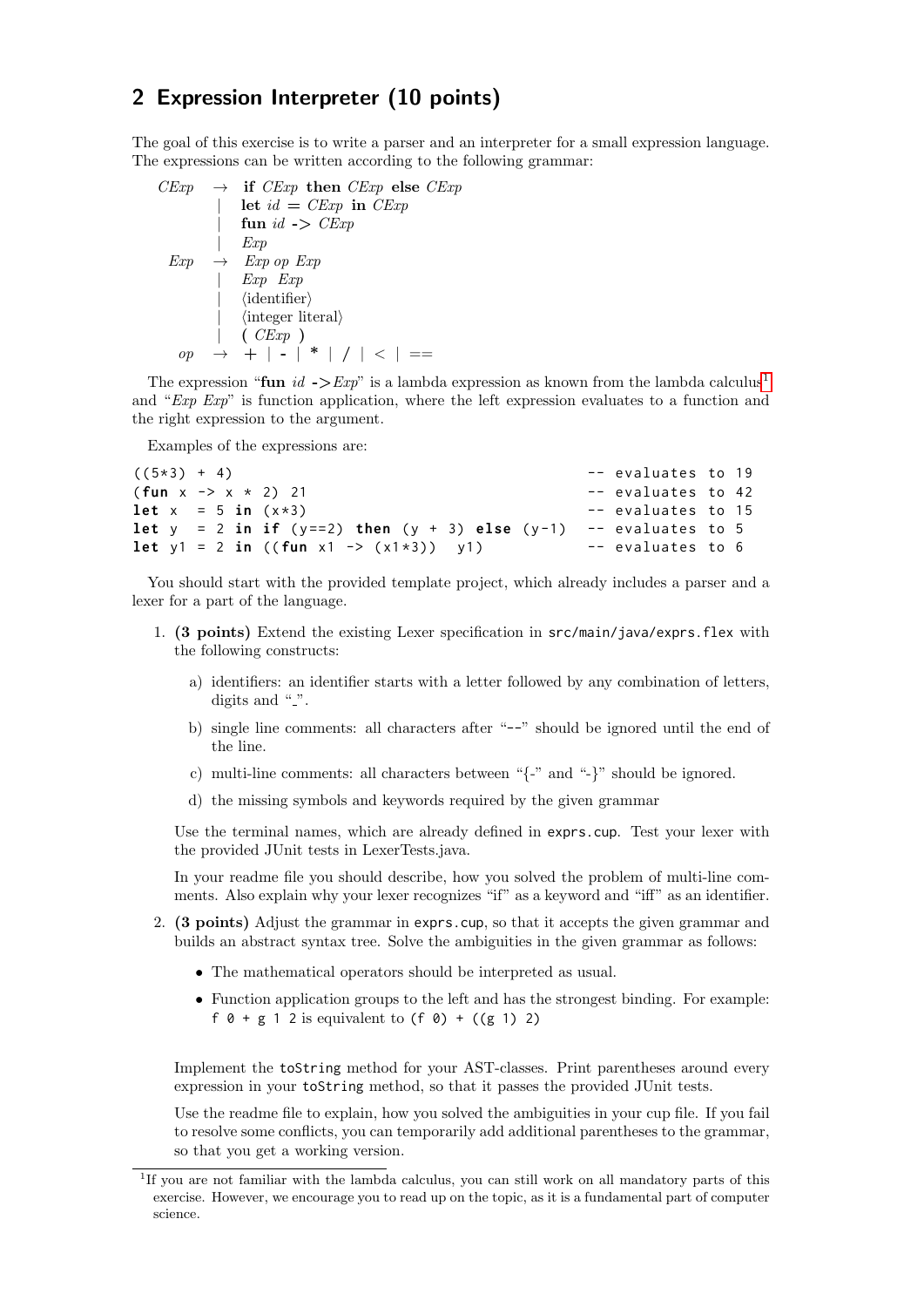## 2 Expression Interpreter (10 points)

The goal of this exercise is to write a parser and an interpreter for a small expression language. The expressions can be written according to the following grammar:

$$
\begin{array}{rcl}
\mathit{CExp} & \rightarrow & \textbf{if}\ \mathit{CExp}\ \textbf{then}\ \mathit{CExp}\ \textbf{else}\ \mathit{CExp} \\
& | & \textbf{let}\ \mathit{id}\ =\ \mathit{CExp}\ \textbf{in}\ \mathit{CExp} \\
& | & \textbf{fun}\ \mathit{id}\ \texttt{->}\ \mathit{CExp} \\
& | & \mathit{Exp} \\
\mathit{Exp} & \rightarrow & \mathit{Exp}\ \mathit{op}\ \mathit{Exp} \\
& | & \mathit{Exp}\ \ \mathit{Exp} \\
& | & \langle\text{identifier}\rangle \\
& | & \langle\text{integer literal}\rangle \\
& | & (\ \mathit{CExp}\ ) \\
\mathit{op} & \rightarrow & +\ |\ \texttt{-}\ |\ \texttt{*}\ |\ /\ |\ <\ |\ ==
\end{array}
$$

The expression "**fun** *id* **->***Exp*" is a lambda expression as known from the lambda calculus[1] and "*Exp Exp*" is function application, where the left expression evaluates to a function and the right expression to the argument.

Examples of the expressions are:

```
((5*3) + 4)                                    -- evaluates to 19
(fun x -> x * 2) 21                            -- evaluates to 42
let x  = 5 in (x*3)                            -- evaluates to 15
let y  = 2 in if (y==2) then (y + 3) else (y-1)  -- evaluates to 5
let y1 = 2 in ((fun x1 -> (x1*3))  y1)         -- evaluates to 6
```

You should start with the provided template project, which already includes a parser and a lexer for a part of the language.

1. **(3 points)** Extend the existing Lexer specification in `src/main/java/exprs.flex` with the following constructs:

   a) identifiers: an identifier starts with a letter followed by any combination of letters, digits and "_".

   b) single line comments: all characters after "--" should be ignored until the end of the line.

   c) multi-line comments: all characters between "{-" and "-}" should be ignored.

   d) the missing symbols and keywords required by the given grammar

   Use the terminal names, which are already defined in `exprs.cup`. Test your lexer with the provided JUnit tests in LexerTests.java.

   In your readme file you should describe, how you solved the problem of multi-line comments. Also explain why your lexer recognizes "if" as a keyword and "iff" as an identifier.

2. **(3 points)** Adjust the grammar in `exprs.cup`, so that it accepts the given grammar and builds an abstract syntax tree. Solve the ambiguities in the given grammar as follows:

   - The mathematical operators should be interpreted as usual.
   - Function application groups to the left and has the strongest binding. For example: `f 0 + g 1 2` is equivalent to `(f 0) + ((g 1) 2)`

   Implement the `toString` method for your AST-classes. Print parentheses around every expression in your `toString` method, so that it passes the provided JUnit tests.

   Use the readme file to explain, how you solved the ambiguities in your cup file. If you fail to resolve some conflicts, you can temporarily add additional parentheses to the grammar, so that you get a working version.

---

[1] If you are not familiar with the lambda calculus, you can still work on all mandatory parts of this exercise. However, we encourage you to read up on the topic, as it is a fundamental part of computer science.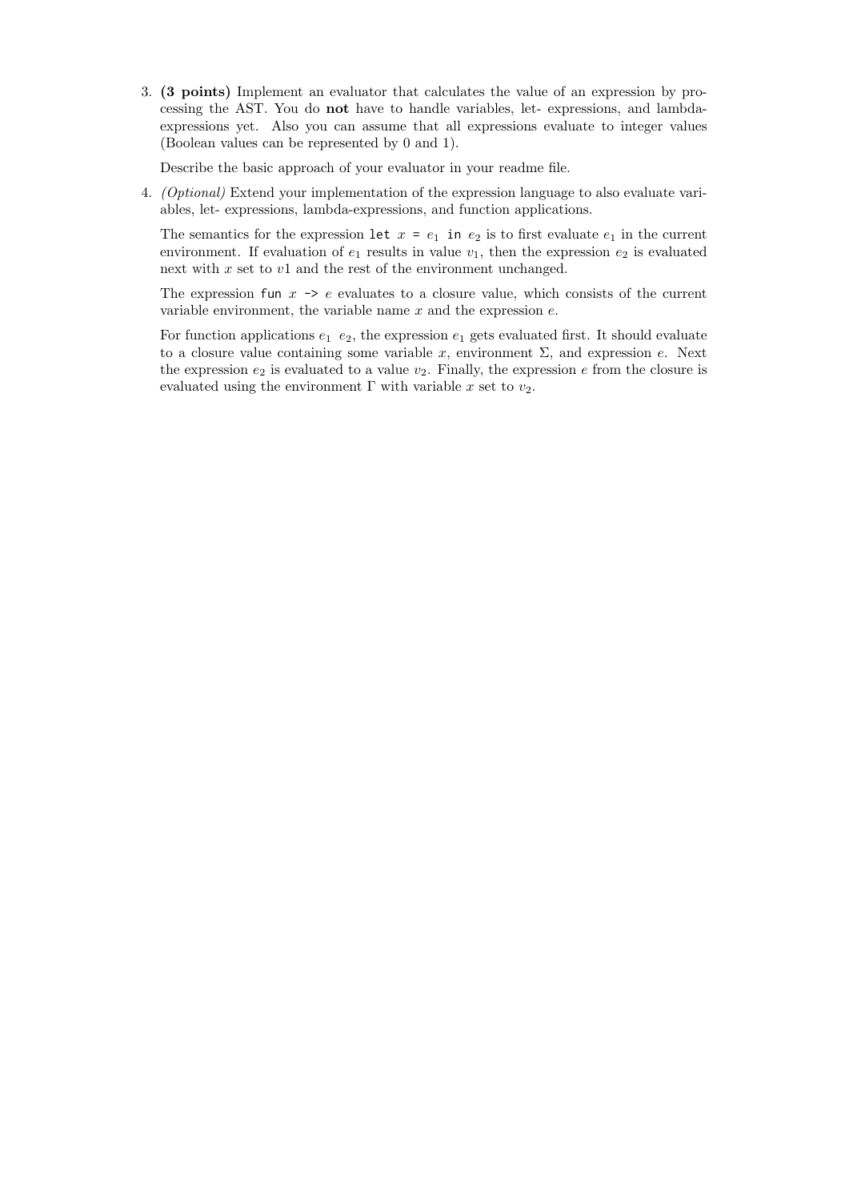3. **(3 points)** Implement an evaluator that calculates the value of an expression by processing the AST. You do **not** have to handle variables, let- expressions, and lambda-expressions yet. Also you can assume that all expressions evaluate to integer values (Boolean values can be represented by 0 and 1).

   Describe the basic approach of your evaluator in your readme file.

4. *(Optional)* Extend your implementation of the expression language to also evaluate variables, let- expressions, lambda-expressions, and function applications.

   The semantics for the expression `let` $x$ `=` $e_1$ `in` $e_2$ is to first evaluate $e_1$ in the current environment. If evaluation of $e_1$ results in value $v_1$, then the expression $e_2$ is evaluated next with $x$ set to $v1$ and the rest of the environment unchanged.

   The expression `fun` $x$ `->` $e$ evaluates to a closure value, which consists of the current variable environment, the variable name $x$ and the expression $e$.

   For function applications $e_1$ $e_2$, the expression $e_1$ gets evaluated first. It should evaluate to a closure value containing some variable $x$, environment $\Sigma$, and expression $e$. Next the expression $e_2$ is evaluated to a value $v_2$. Finally, the expression $e$ from the closure is evaluated using the environment $\Gamma$ with variable $x$ set to $v_2$.